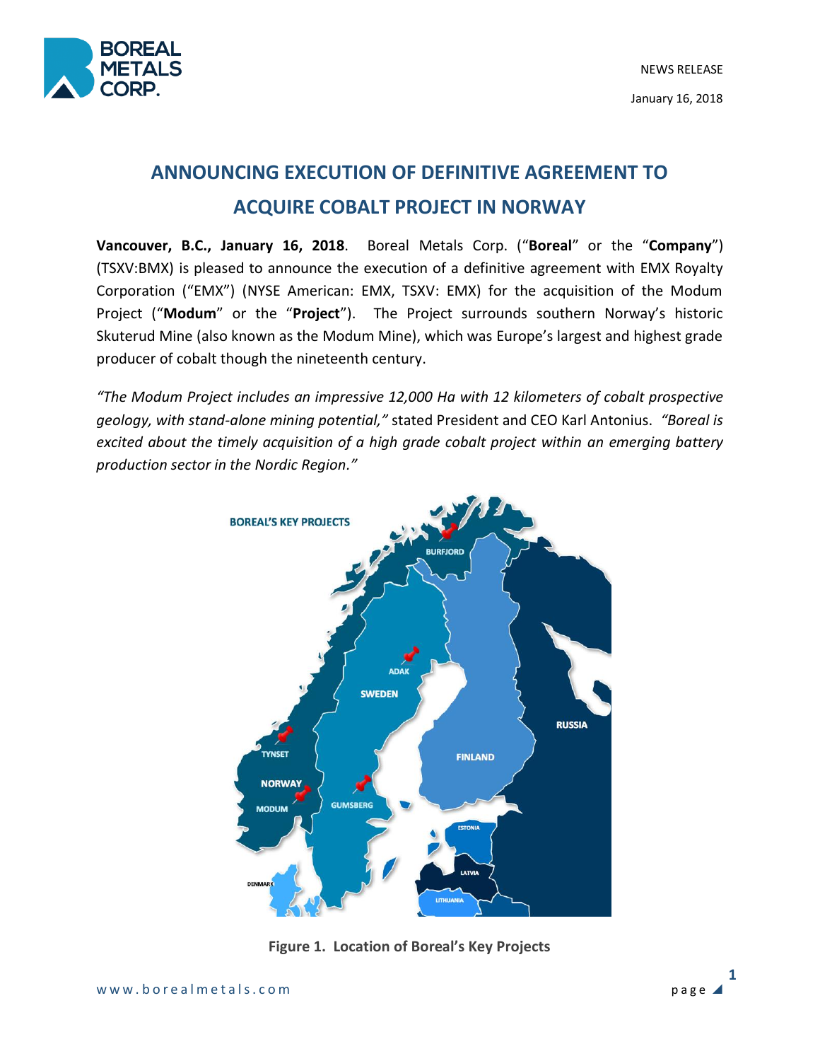NEWS RELEASE

January 16, 2018

# ANNOUNCING EXECUTION OF DEFINITIVE AGREEMENT TO ACQUIRE COBALT PROJECT IN NORWAY

**Vancouver, B.C., January 16, 2018**. Boreal Metals Corp. ("**Boreal**" or the "**Company**") (TSXV:BMX) is pleased to announce the execution of a definitive agreement with EMX Royalty Corporation ("EMX") (NYSE American: EMX, TSXV: EMX) for the acquisition of the Modum Project ("**Modum**" or the "**Project**"). The Project surrounds southern Norway's historic Skuterud Mine (also known as the Modum Mine), which was Europe's largest and highest grade producer of cobalt though the nineteenth century.

*"The Modum Project includes an impressive 12,000 Ha with 12 kilometers of cobalt prospective geology, with stand-alone mining potential,"* stated President and CEO Karl Antonius. *"Boreal is excited about the timely acquisition of a high grade cobalt project within an emerging battery production sector in the Nordic Region."*

**Figure 1. Location of Boreal's Key Projects**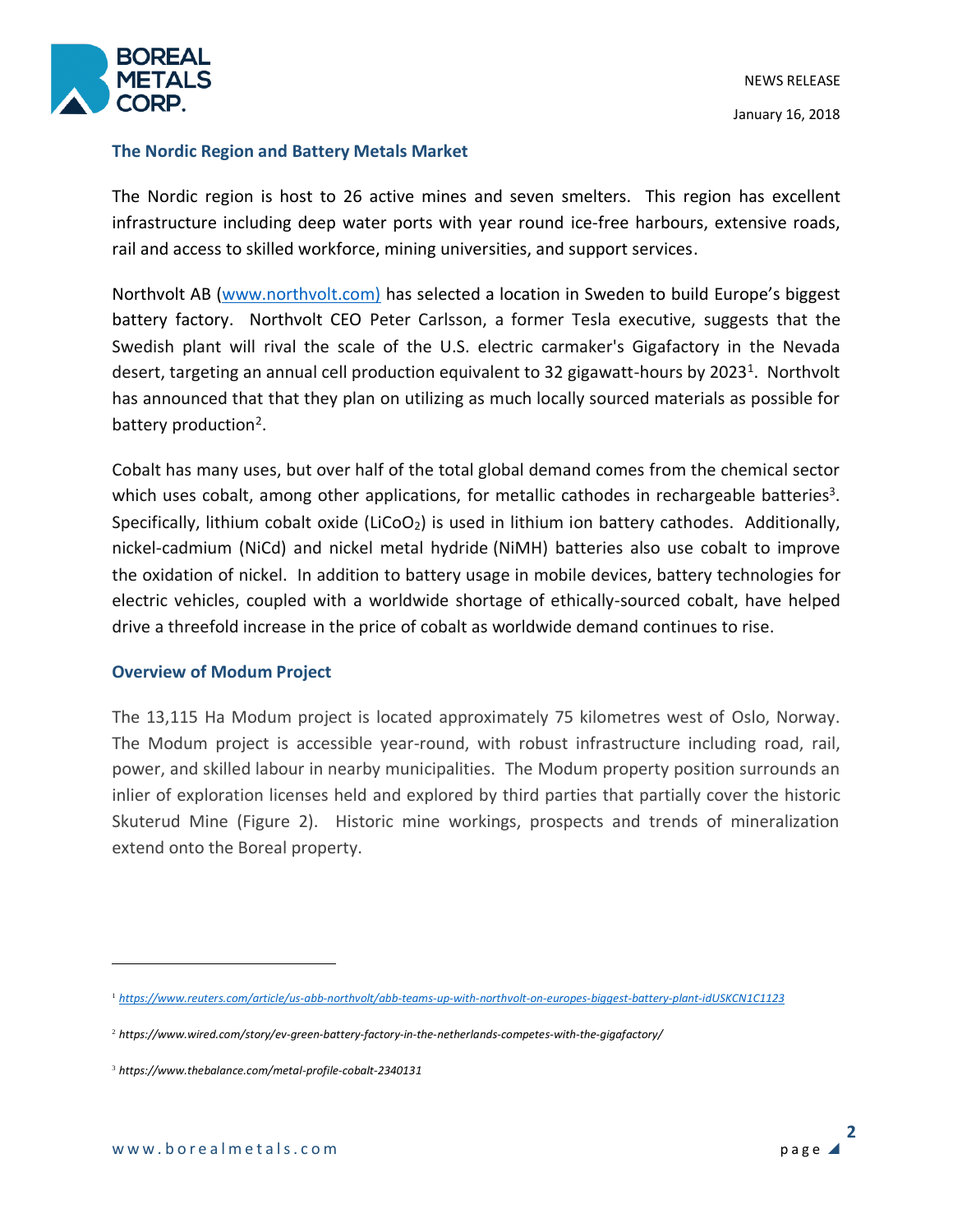## The Nordic Region and Battery Metals Market

The Nordic region is host to 26 active mines and seven smelters. This region has excellent infrastructure including deep water ports with year round ice-free harbours, extensive roads, rail and access to skilled workforce, mining universities, and support services.

Northvolt AB (www.northvolt.com) has selected a location in Sweden to build Europe's biggest battery factory. Northvolt CEO Peter Carlsson, a former Tesla executive, suggests that the Swedish plant will rival the scale of the U.S. electric carmaker's Gigafactory in the Nevada desert, targeting an annual cell production equivalent to 32 gigawatt-hours by 2023[1]. Northvolt has announced that that they plan on utilizing as much locally sourced materials as possible for battery production[2].

Cobalt has many uses, but over half of the total global demand comes from the chemical sector which uses cobalt, among other applications, for metallic cathodes in rechargeable batteries[3]. Specifically, lithium cobalt oxide ($LiCoO_2$) is used in lithium ion battery cathodes. Additionally, nickel-cadmium (NiCd) and nickel metal hydride (NiMH) batteries also use cobalt to improve the oxidation of nickel. In addition to battery usage in mobile devices, battery technologies for electric vehicles, coupled with a worldwide shortage of ethically-sourced cobalt, have helped drive a threefold increase in the price of cobalt as worldwide demand continues to rise.

## Overview of Modum Project

The 13,115 Ha Modum project is located approximately 75 kilometres west of Oslo, Norway. The Modum project is accessible year-round, with robust infrastructure including road, rail, power, and skilled labour in nearby municipalities. The Modum property position surrounds an inlier of exploration licenses held and explored by third parties that partially cover the historic Skuterud Mine (Figure 2). Historic mine workings, prospects and trends of mineralization extend onto the Boreal property.

---

[1] *https://www.reuters.com/article/us-abb-northvolt/abb-teams-up-with-northvolt-on-europes-biggest-battery-plant-idUSKCN1C1123*

[2] *https://www.wired.com/story/ev-green-battery-factory-in-the-netherlands-competes-with-the-gigafactory/*

[3] *https://www.thebalance.com/metal-profile-cobalt-2340131*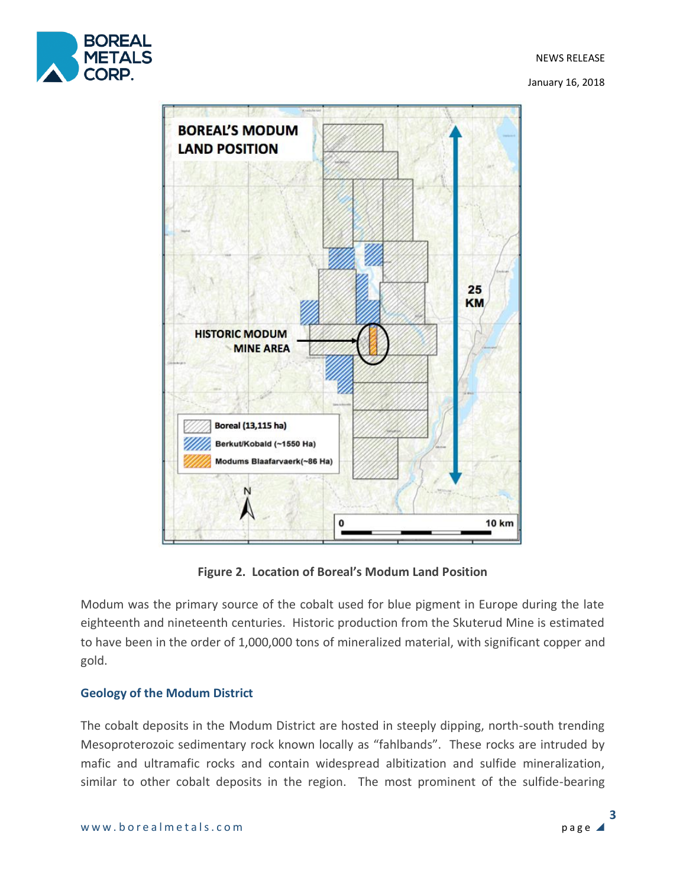**Figure 2. Location of Boreal's Modum Land Position**

Modum was the primary source of the cobalt used for blue pigment in Europe during the late eighteenth and nineteenth centuries. Historic production from the Skuterud Mine is estimated to have been in the order of 1,000,000 tons of mineralized material, with significant copper and gold.

## Geology of the Modum District

The cobalt deposits in the Modum District are hosted in steeply dipping, north-south trending Mesoproterozoic sedimentary rock known locally as "fahlbands". These rocks are intruded by mafic and ultramafic rocks and contain widespread albitization and sulfide mineralization, similar to other cobalt deposits in the region. The most prominent of the sulfide-bearing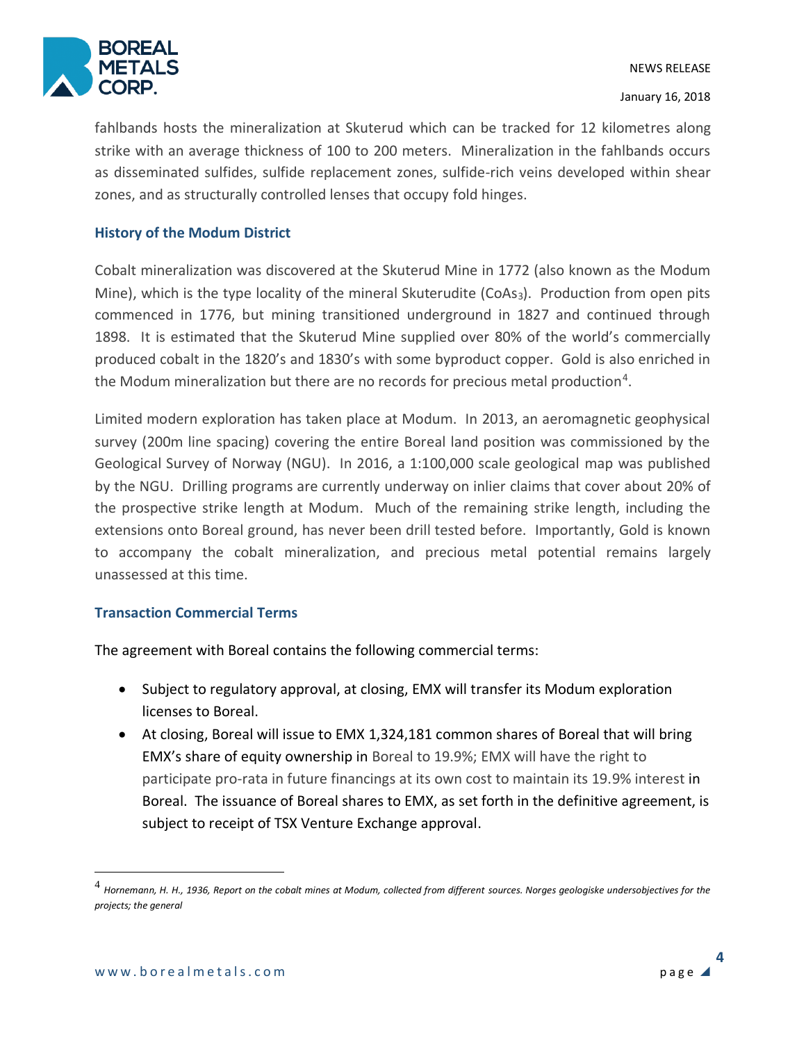fahlbands hosts the mineralization at Skuterud which can be tracked for 12 kilometres along strike with an average thickness of 100 to 200 meters. Mineralization in the fahlbands occurs as disseminated sulfides, sulfide replacement zones, sulfide-rich veins developed within shear zones, and as structurally controlled lenses that occupy fold hinges.

### History of the Modum District

Cobalt mineralization was discovered at the Skuterud Mine in 1772 (also known as the Modum Mine), which is the type locality of the mineral Skuterudite ($CoAs_3$). Production from open pits commenced in 1776, but mining transitioned underground in 1827 and continued through 1898. It is estimated that the Skuterud Mine supplied over 80% of the world's commercially produced cobalt in the 1820's and 1830's with some byproduct copper. Gold is also enriched in the Modum mineralization but there are no records for precious metal production[4].

Limited modern exploration has taken place at Modum. In 2013, an aeromagnetic geophysical survey (200m line spacing) covering the entire Boreal land position was commissioned by the Geological Survey of Norway (NGU). In 2016, a 1:100,000 scale geological map was published by the NGU. Drilling programs are currently underway on inlier claims that cover about 20% of the prospective strike length at Modum. Much of the remaining strike length, including the extensions onto Boreal ground, has never been drill tested before. Importantly, Gold is known to accompany the cobalt mineralization, and precious metal potential remains largely unassessed at this time.

### Transaction Commercial Terms

The agreement with Boreal contains the following commercial terms:

- Subject to regulatory approval, at closing, EMX will transfer its Modum exploration licenses to Boreal.
- At closing, Boreal will issue to EMX 1,324,181 common shares of Boreal that will bring EMX's share of equity ownership in Boreal to 19.9%; EMX will have the right to participate pro-rata in future financings at its own cost to maintain its 19.9% interest in Boreal. The issuance of Boreal shares to EMX, as set forth in the definitive agreement, is subject to receipt of TSX Venture Exchange approval.

---

[4] *Hornemann, H. H., 1936, Report on the cobalt mines at Modum, collected from different sources. Norges geologiske undersobjectives for the projects; the general*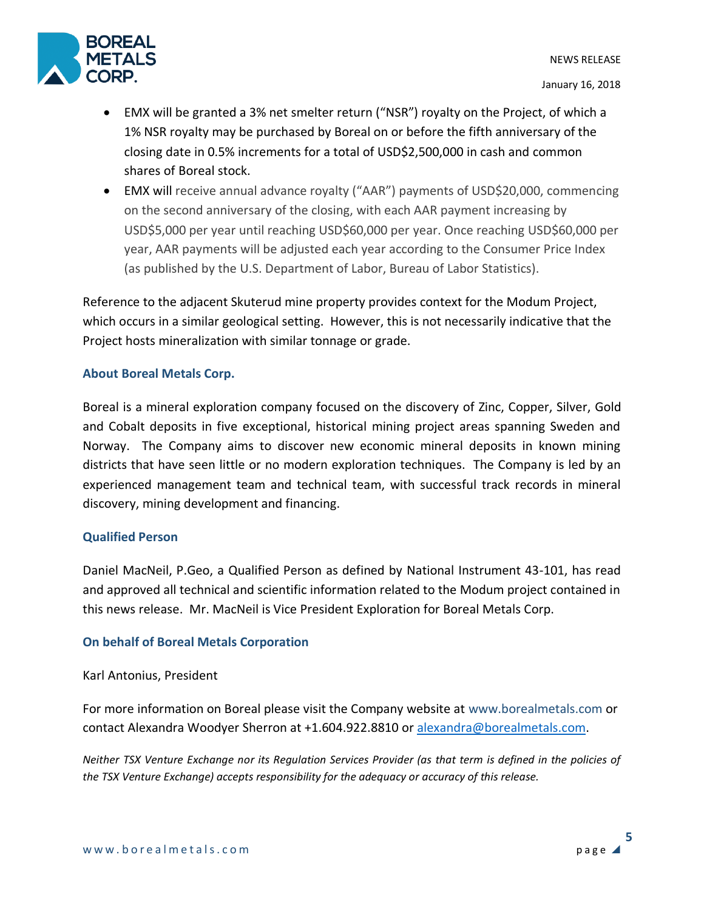- EMX will be granted a 3% net smelter return ("NSR") royalty on the Project, of which a 1% NSR royalty may be purchased by Boreal on or before the fifth anniversary of the closing date in 0.5% increments for a total of USD$2,500,000 in cash and common shares of Boreal stock.
- EMX will receive annual advance royalty ("AAR") payments of USD$20,000, commencing on the second anniversary of the closing, with each AAR payment increasing by USD$5,000 per year until reaching USD$60,000 per year. Once reaching USD$60,000 per year, AAR payments will be adjusted each year according to the Consumer Price Index (as published by the U.S. Department of Labor, Bureau of Labor Statistics).

Reference to the adjacent Skuterud mine property provides context for the Modum Project, which occurs in a similar geological setting. However, this is not necessarily indicative that the Project hosts mineralization with similar tonnage or grade.

### About Boreal Metals Corp.

Boreal is a mineral exploration company focused on the discovery of Zinc, Copper, Silver, Gold and Cobalt deposits in five exceptional, historical mining project areas spanning Sweden and Norway. The Company aims to discover new economic mineral deposits in known mining districts that have seen little or no modern exploration techniques. The Company is led by an experienced management team and technical team, with successful track records in mineral discovery, mining development and financing.

### Qualified Person

Daniel MacNeil, P.Geo, a Qualified Person as defined by National Instrument 43-101, has read and approved all technical and scientific information related to the Modum project contained in this news release. Mr. MacNeil is Vice President Exploration for Boreal Metals Corp.

### On behalf of Boreal Metals Corporation

Karl Antonius, President

For more information on Boreal please visit the Company website at www.borealmetals.com or contact Alexandra Woodyer Sherron at +1.604.922.8810 or alexandra@borealmetals.com.

*Neither TSX Venture Exchange nor its Regulation Services Provider (as that term is defined in the policies of the TSX Venture Exchange) accepts responsibility for the adequacy or accuracy of this release.*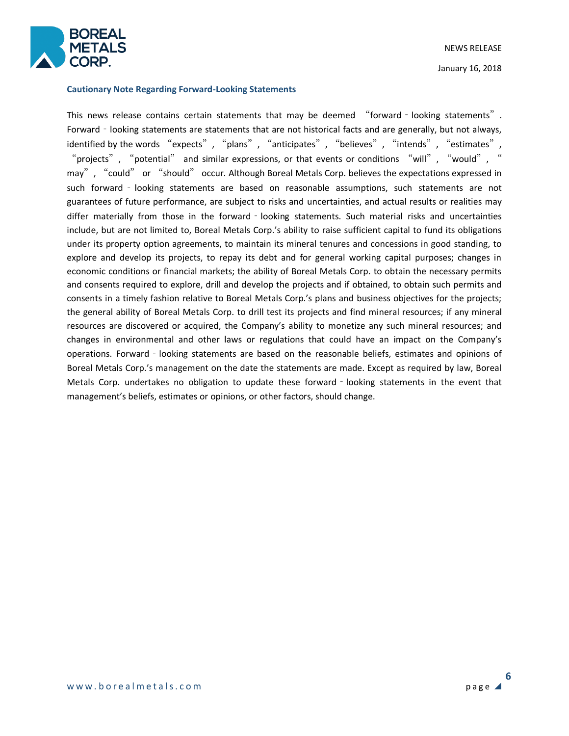### Cautionary Note Regarding Forward-Looking Statements

This news release contains certain statements that may be deemed "forward‐looking statements". Forward‐looking statements are statements that are not historical facts and are generally, but not always, identified by the words "expects", "plans", "anticipates", "believes", "intends", "estimates", "projects", "potential" and similar expressions, or that events or conditions "will", "would", "may", "could" or "should" occur. Although Boreal Metals Corp. believes the expectations expressed in such forward‐looking statements are based on reasonable assumptions, such statements are not guarantees of future performance, are subject to risks and uncertainties, and actual results or realities may differ materially from those in the forward‐looking statements. Such material risks and uncertainties include, but are not limited to, Boreal Metals Corp.'s ability to raise sufficient capital to fund its obligations under its property option agreements, to maintain its mineral tenures and concessions in good standing, to explore and develop its projects, to repay its debt and for general working capital purposes; changes in economic conditions or financial markets; the ability of Boreal Metals Corp. to obtain the necessary permits and consents required to explore, drill and develop the projects and if obtained, to obtain such permits and consents in a timely fashion relative to Boreal Metals Corp.'s plans and business objectives for the projects; the general ability of Boreal Metals Corp. to drill test its projects and find mineral resources; if any mineral resources are discovered or acquired, the Company's ability to monetize any such mineral resources; and changes in environmental and other laws or regulations that could have an impact on the Company's operations. Forward‐looking statements are based on the reasonable beliefs, estimates and opinions of Boreal Metals Corp.'s management on the date the statements are made. Except as required by law, Boreal Metals Corp. undertakes no obligation to update these forward‐looking statements in the event that management's beliefs, estimates or opinions, or other factors, should change.